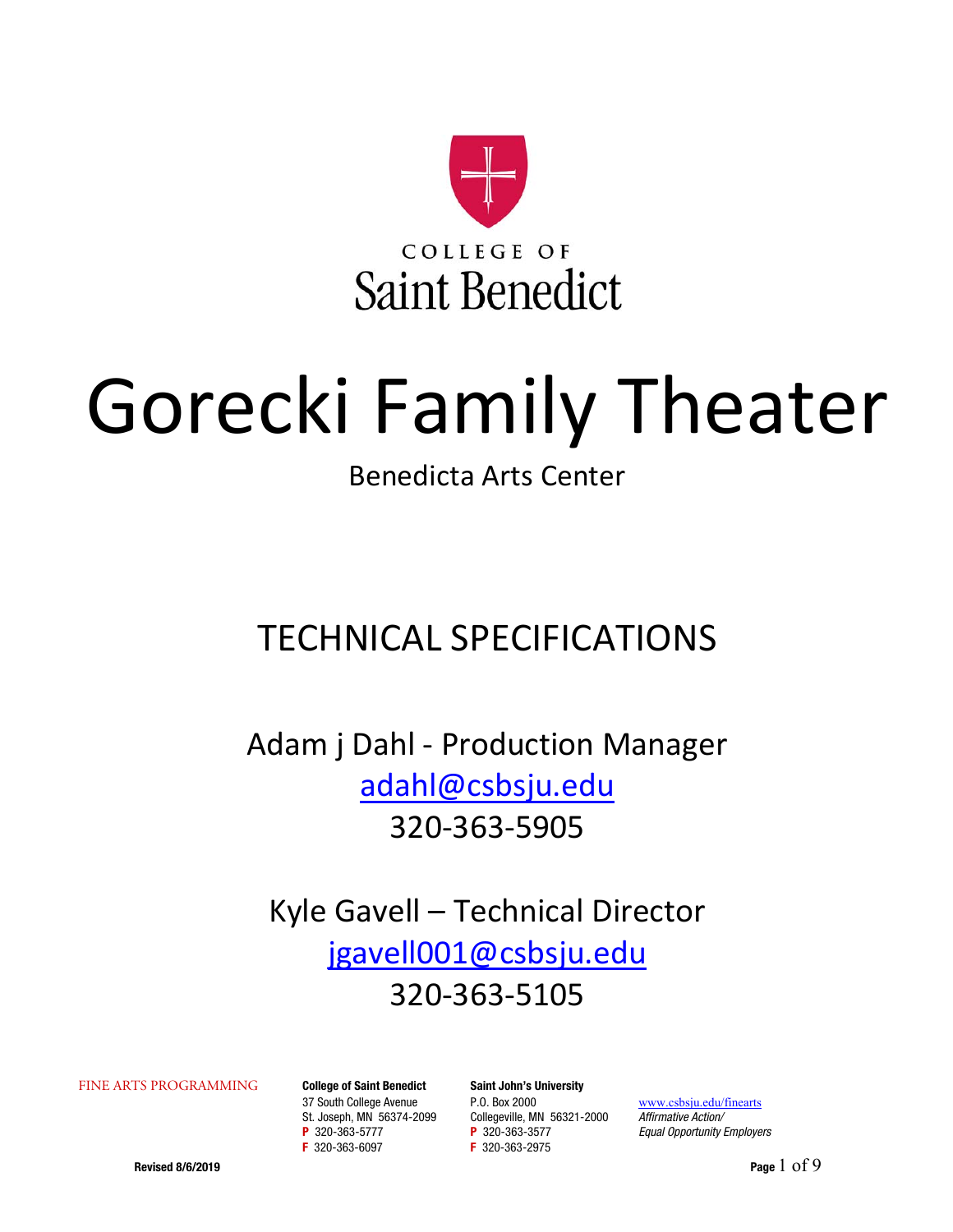COLLEGE OF
Saint Benedict

# Gorecki Family Theater

Benedicta Arts Center

## TECHNICAL SPECIFICATIONS

Adam j Dahl - Production Manager
adahl@csbsju.edu
320-363-5905

Kyle Gavell – Technical Director
jgavell001@csbsju.edu
320-363-5105

FINE ARTS PROGRAMMING

**College of Saint Benedict**
37 South College Avenue
St. Joseph, MN 56374-2099
**P** 320-363-5777
**F** 320-363-6097

**Saint John's University**
P.O. Box 2000
Collegeville, MN 56321-2000
**P** 320-363-3577
**F** 320-363-2975

www.csbsju.edu/finearts
*Affirmative Action/*
*Equal Opportunity Employers*

**Revised 8/6/2019**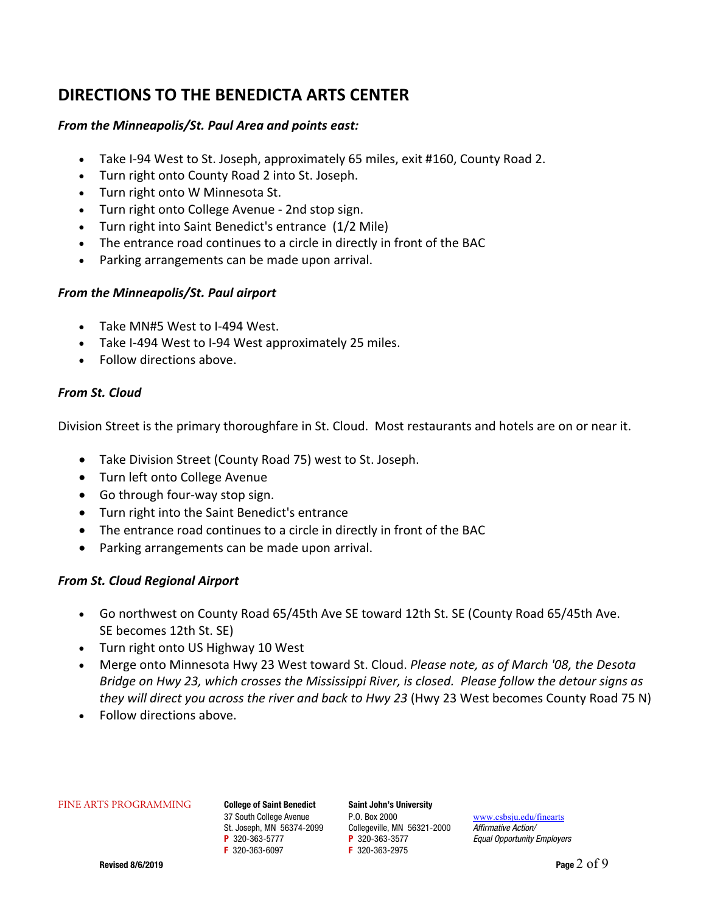## DIRECTIONS TO THE BENEDICTA ARTS CENTER

***From the Minneapolis/St. Paul Area and points east:***

- Take I-94 West to St. Joseph, approximately 65 miles, exit #160, County Road 2.
- Turn right onto County Road 2 into St. Joseph.
- Turn right onto W Minnesota St.
- Turn right onto College Avenue - 2nd stop sign.
- Turn right into Saint Benedict's entrance (1/2 Mile)
- The entrance road continues to a circle in directly in front of the BAC
- Parking arrangements can be made upon arrival.

***From the Minneapolis/St. Paul airport***

- Take MN#5 West to I-494 West.
- Take I-494 West to I-94 West approximately 25 miles.
- Follow directions above.

***From St. Cloud***

Division Street is the primary thoroughfare in St. Cloud. Most restaurants and hotels are on or near it.

- Take Division Street (County Road 75) west to St. Joseph.
- Turn left onto College Avenue
- Go through four-way stop sign.
- Turn right into the Saint Benedict's entrance
- The entrance road continues to a circle in directly in front of the BAC
- Parking arrangements can be made upon arrival.

***From St. Cloud Regional Airport***

- Go northwest on County Road 65/45th Ave SE toward 12th St. SE (County Road 65/45th Ave. SE becomes 12th St. SE)
- Turn right onto US Highway 10 West
- Merge onto Minnesota Hwy 23 West toward St. Cloud. *Please note, as of March '08, the Desota Bridge on Hwy 23, which crosses the Mississippi River, is closed. Please follow the detour signs as they will direct you across the river and back to Hwy 23* (Hwy 23 West becomes County Road 75 N)
- Follow directions above.

FINE ARTS PROGRAMMING

**College of Saint Benedict**
37 South College Avenue
St. Joseph, MN 56374-2099
**P** 320-363-5777
**F** 320-363-6097

**Saint John's University**
P.O. Box 2000
Collegeville, MN 56321-2000
**P** 320-363-3577
**F** 320-363-2975

www.csbsju.edu/finearts
*Affirmative Action/*
*Equal Opportunity Employers*

**Revised 8/6/2019**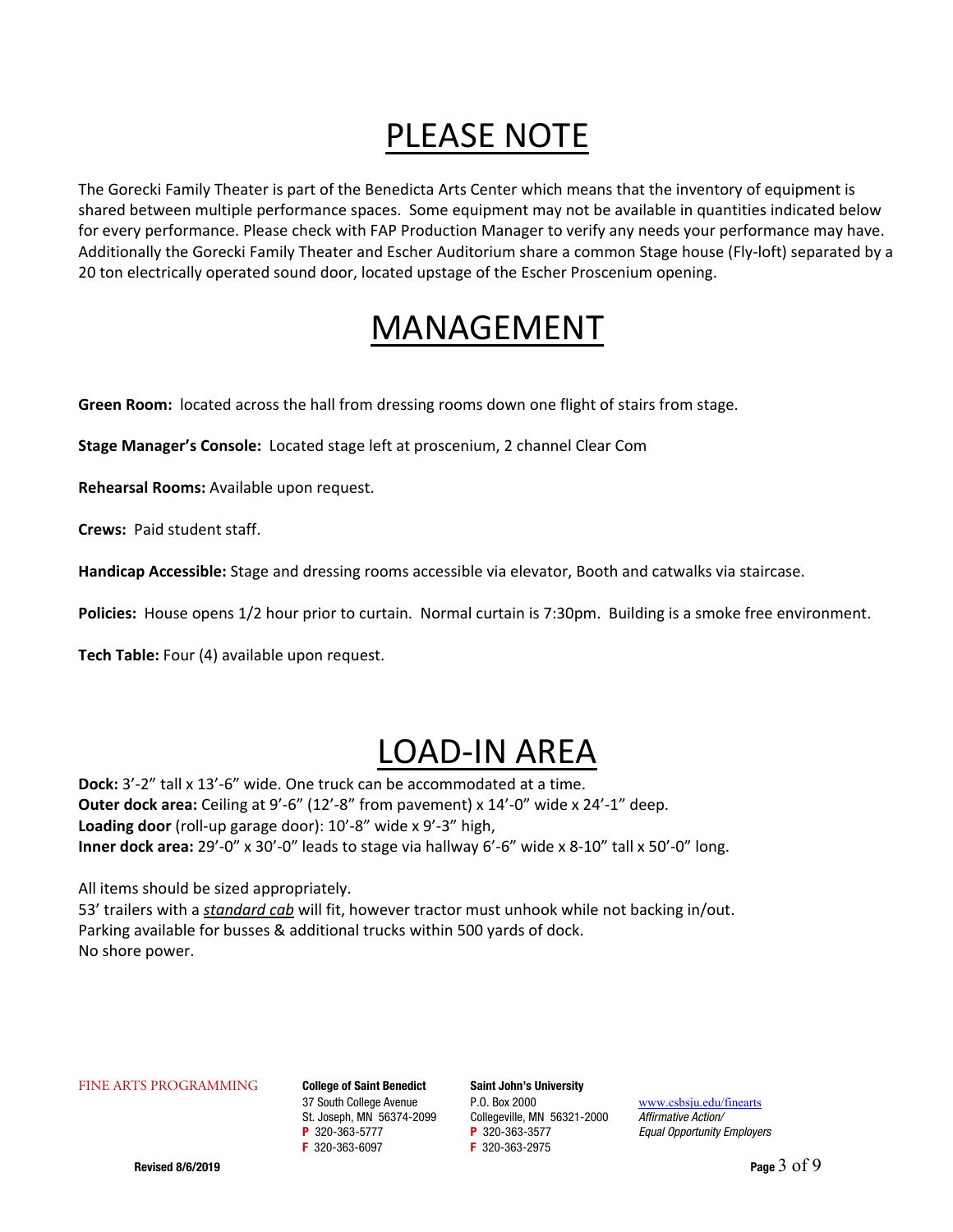# PLEASE NOTE

The Gorecki Family Theater is part of the Benedicta Arts Center which means that the inventory of equipment is shared between multiple performance spaces. Some equipment may not be available in quantities indicated below for every performance. Please check with FAP Production Manager to verify any needs your performance may have. Additionally the Gorecki Family Theater and Escher Auditorium share a common Stage house (Fly-loft) separated by a 20 ton electrically operated sound door, located upstage of the Escher Proscenium opening.

# MANAGEMENT

**Green Room:** located across the hall from dressing rooms down one flight of stairs from stage.

**Stage Manager's Console:** Located stage left at proscenium, 2 channel Clear Com

**Rehearsal Rooms:** Available upon request.

**Crews:** Paid student staff.

**Handicap Accessible:** Stage and dressing rooms accessible via elevator, Booth and catwalks via staircase.

**Policies:** House opens 1/2 hour prior to curtain. Normal curtain is 7:30pm. Building is a smoke free environment.

**Tech Table:** Four (4) available upon request.

# LOAD-IN AREA

**Dock:** 3'-2" tall x 13'-6" wide. One truck can be accommodated at a time.
**Outer dock area:** Ceiling at 9'-6" (12'-8" from pavement) x 14'-0" wide x 24'-1" deep.
**Loading door** (roll-up garage door): 10'-8" wide x 9'-3" high,
**Inner dock area:** 29'-0" x 30'-0" leads to stage via hallway 6'-6" wide x 8-10" tall x 50'-0" long.

All items should be sized appropriately.
53' trailers with a ***standard cab*** will fit, however tractor must unhook while not backing in/out.
Parking available for busses & additional trucks within 500 yards of dock.
No shore power.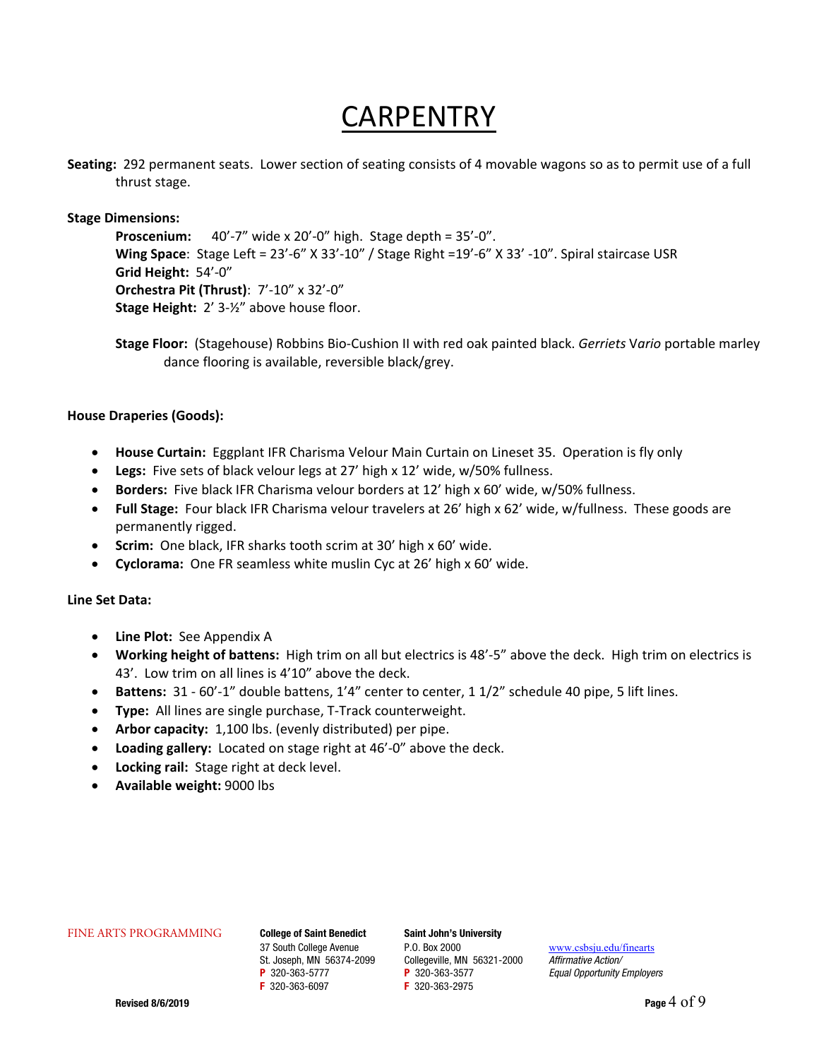# CARPENTRY

**Seating:** 292 permanent seats. Lower section of seating consists of 4 movable wagons so as to permit use of a full thrust stage.

**Stage Dimensions:**

**Proscenium:** 40'-7" wide x 20'-0" high. Stage depth = 35'-0".
**Wing Space**: Stage Left = 23'-6" X 33'-10" / Stage Right =19'-6" X 33' -10". Spiral staircase USR
**Grid Height:** 54'-0"
**Orchestra Pit (Thrust)**: 7'-10" x 32'-0"
**Stage Height:** 2' 3-½" above house floor.

**Stage Floor:** (Stagehouse) Robbins Bio-Cushion II with red oak painted black. *Gerriets* V*ario* portable marley dance flooring is available, reversible black/grey.

**House Draperies (Goods):**

- **House Curtain:** Eggplant IFR Charisma Velour Main Curtain on Lineset 35. Operation is fly only
- **Legs:** Five sets of black velour legs at 27' high x 12' wide, w/50% fullness.
- **Borders:** Five black IFR Charisma velour borders at 12' high x 60' wide, w/50% fullness.
- **Full Stage:** Four black IFR Charisma velour travelers at 26' high x 62' wide, w/fullness. These goods are permanently rigged.
- **Scrim:** One black, IFR sharks tooth scrim at 30' high x 60' wide.
- **Cyclorama:** One FR seamless white muslin Cyc at 26' high x 60' wide.

**Line Set Data:**

- **Line Plot:** See Appendix A
- **Working height of battens:** High trim on all but electrics is 48'-5" above the deck. High trim on electrics is 43'. Low trim on all lines is 4'10" above the deck.
- **Battens:** 31 - 60'-1" double battens, 1'4" center to center, 1 1/2" schedule 40 pipe, 5 lift lines.
- **Type:** All lines are single purchase, T-Track counterweight.
- **Arbor capacity:** 1,100 lbs. (evenly distributed) per pipe.
- **Loading gallery:** Located on stage right at 46'-0" above the deck.
- **Locking rail:** Stage right at deck level.
- **Available weight:** 9000 lbs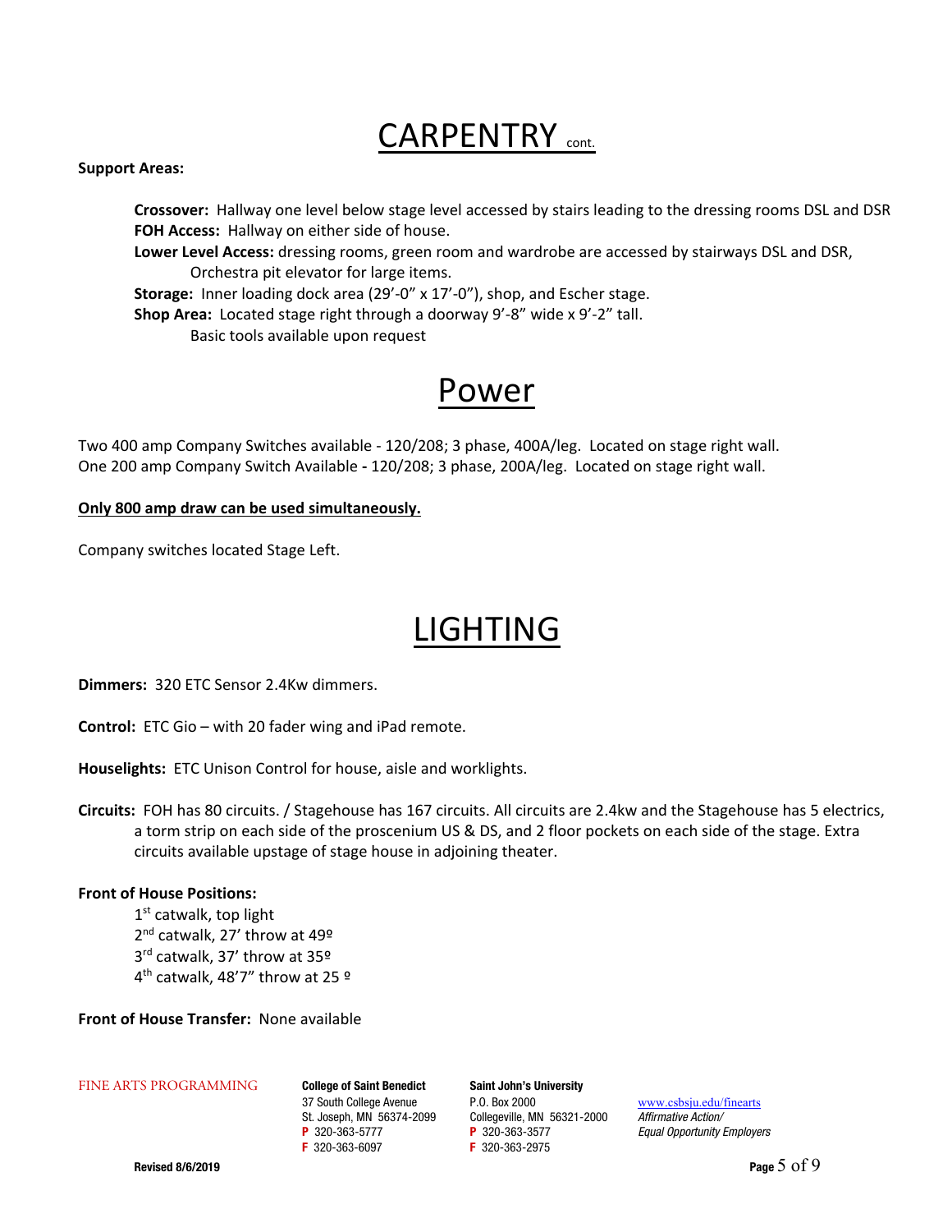# CARPENTRY cont.

**Support Areas:**

**Crossover:** Hallway one level below stage level accessed by stairs leading to the dressing rooms DSL and DSR
**FOH Access:** Hallway on either side of house.
**Lower Level Access:** dressing rooms, green room and wardrobe are accessed by stairways DSL and DSR, Orchestra pit elevator for large items.
**Storage:** Inner loading dock area (29'-0" x 17'-0"), shop, and Escher stage.
**Shop Area:** Located stage right through a doorway 9'-8" wide x 9'-2" tall.
Basic tools available upon request

# Power

Two 400 amp Company Switches available - 120/208; 3 phase, 400A/leg. Located on stage right wall.
One 200 amp Company Switch Available **-** 120/208; 3 phase, 200A/leg. Located on stage right wall.

**Only 800 amp draw can be used simultaneously.**

Company switches located Stage Left.

# LIGHTING

**Dimmers:** 320 ETC Sensor 2.4Kw dimmers.

**Control:** ETC Gio – with 20 fader wing and iPad remote.

**Houselights:** ETC Unison Control for house, aisle and worklights.

**Circuits:** FOH has 80 circuits. / Stagehouse has 167 circuits. All circuits are 2.4kw and the Stagehouse has 5 electrics, a torm strip on each side of the proscenium US & DS, and 2 floor pockets on each side of the stage. Extra circuits available upstage of stage house in adjoining theater.

**Front of House Positions:**

1st catwalk, top light
2nd catwalk, 27' throw at 49º
3rd catwalk, 37' throw at 35º
4th catwalk, 48'7" throw at 25 º

**Front of House Transfer:** None available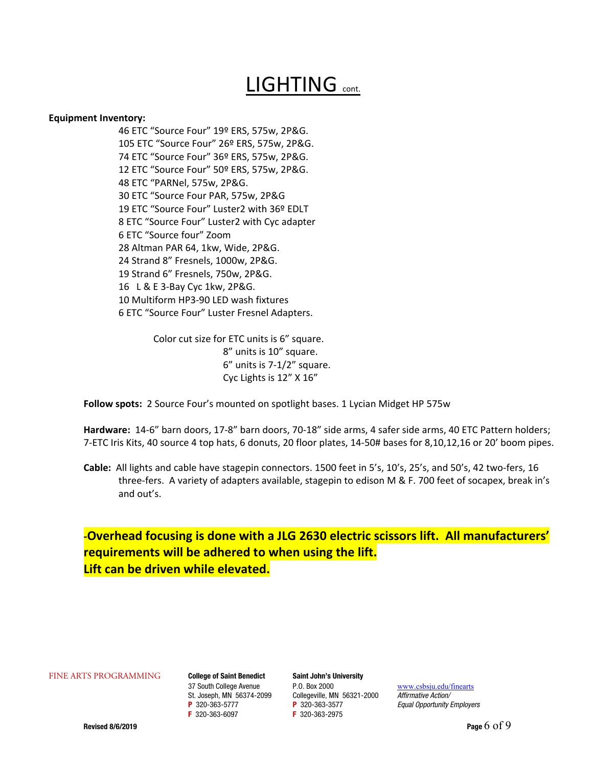# LIGHTING cont.

**Equipment Inventory:**

46 ETC “Source Four” 19º ERS, 575w, 2P&G.
105 ETC “Source Four” 26º ERS, 575w, 2P&G.
74 ETC “Source Four” 36º ERS, 575w, 2P&G.
12 ETC “Source Four” 50º ERS, 575w, 2P&G.
48 ETC “PARNel, 575w, 2P&G.
30 ETC “Source Four PAR, 575w, 2P&G
19 ETC “Source Four” Luster2 with 36º EDLT
8 ETC “Source Four” Luster2 with Cyc adapter
6 ETC “Source four” Zoom
28 Altman PAR 64, 1kw, Wide, 2P&G.
24 Strand 8” Fresnels, 1000w, 2P&G.
19 Strand 6” Fresnels, 750w, 2P&G.
16 L & E 3-Bay Cyc 1kw, 2P&G.
10 Multiform HP3-90 LED wash fixtures
6 ETC “Source Four” Luster Fresnel Adapters.

Color cut size for ETC units is 6” square.
8” units is 10” square.
6” units is 7-1/2” square.
Cyc Lights is 12” X 16”

**Follow spots:** 2 Source Four’s mounted on spotlight bases. 1 Lycian Midget HP 575w

**Hardware:** 14-6” barn doors, 17-8” barn doors, 70-18” side arms, 4 safer side arms, 40 ETC Pattern holders; 7-ETC Iris Kits, 40 source 4 top hats, 6 donuts, 20 floor plates, 14-50# bases for 8,10,12,16 or 20’ boom pipes.

**Cable:** All lights and cable have stagepin connectors. 1500 feet in 5’s, 10’s, 25’s, and 50’s, 42 two-fers, 16 three-fers. A variety of adapters available, stagepin to edison M & F. 700 feet of socapex, break in’s and out’s.

**-Overhead focusing is done with a JLG 2630 electric scissors lift. All manufacturers’ requirements will be adhered to when using the lift.**
**Lift can be driven while elevated.**

FINE ARTS PROGRAMMING

**College of Saint Benedict**
37 South College Avenue
St. Joseph, MN 56374-2099
P 320-363-5777
F 320-363-6097

**Saint John’s University**
P.O. Box 2000
Collegeville, MN 56321-2000
P 320-363-3577
F 320-363-2975

www.csbsju.edu/finearts
*Affirmative Action/*
*Equal Opportunity Employers*

**Revised 8/6/2019**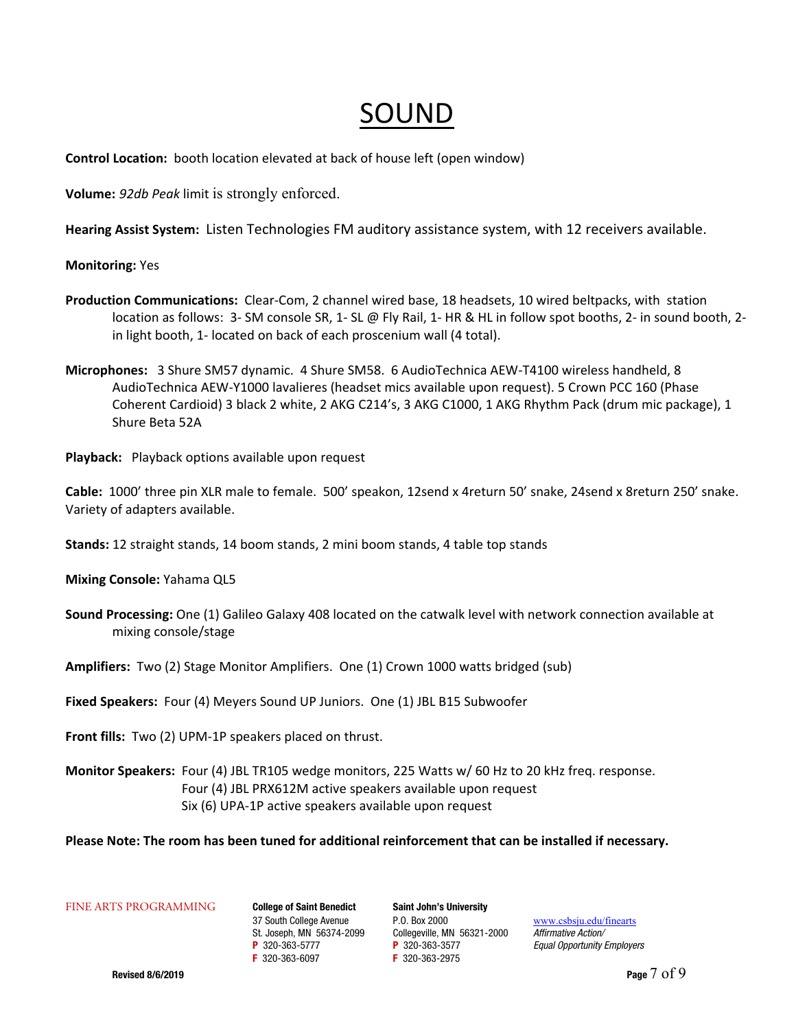# SOUND

**Control Location:** booth location elevated at back of house left (open window)

**Volume:** *92db Peak* limit is strongly enforced.

**Hearing Assist System:** Listen Technologies FM auditory assistance system, with 12 receivers available.

**Monitoring:** Yes

**Production Communications:** Clear-Com, 2 channel wired base, 18 headsets, 10 wired beltpacks, with station location as follows: 3- SM console SR, 1- SL @ Fly Rail, 1- HR & HL in follow spot booths, 2- in sound booth, 2- in light booth, 1- located on back of each proscenium wall (4 total).

**Microphones:** 3 Shure SM57 dynamic. 4 Shure SM58. 6 AudioTechnica AEW-T4100 wireless handheld, 8 AudioTechnica AEW-Y1000 lavalieres (headset mics available upon request). 5 Crown PCC 160 (Phase Coherent Cardioid) 3 black 2 white, 2 AKG C214's, 3 AKG C1000, 1 AKG Rhythm Pack (drum mic package), 1 Shure Beta 52A

**Playback:** Playback options available upon request

**Cable:** 1000' three pin XLR male to female. 500' speakon, 12send x 4return 50' snake, 24send x 8return 250' snake. Variety of adapters available.

**Stands:** 12 straight stands, 14 boom stands, 2 mini boom stands, 4 table top stands

**Mixing Console:** Yahama QL5

**Sound Processing:** One (1) Galileo Galaxy 408 located on the catwalk level with network connection available at mixing console/stage

**Amplifiers:** Two (2) Stage Monitor Amplifiers. One (1) Crown 1000 watts bridged (sub)

**Fixed Speakers:** Four (4) Meyers Sound UP Juniors. One (1) JBL B15 Subwoofer

**Front fills:** Two (2) UPM-1P speakers placed on thrust.

**Monitor Speakers:** Four (4) JBL TR105 wedge monitors, 225 Watts w/ 60 Hz to 20 kHz freq. response.
Four (4) JBL PRX612M active speakers available upon request
Six (6) UPA-1P active speakers available upon request

**Please Note: The room has been tuned for additional reinforcement that can be installed if necessary.**

FINE ARTS PROGRAMMING

**College of Saint Benedict**
37 South College Avenue
St. Joseph, MN 56374-2099
P 320-363-5777
F 320-363-6097

**Saint John's University**
P.O. Box 2000
Collegeville, MN 56321-2000
P 320-363-3577
F 320-363-2975

www.csbsju.edu/finearts
*Affirmative Action/*
*Equal Opportunity Employers*

**Revised 8/6/2019**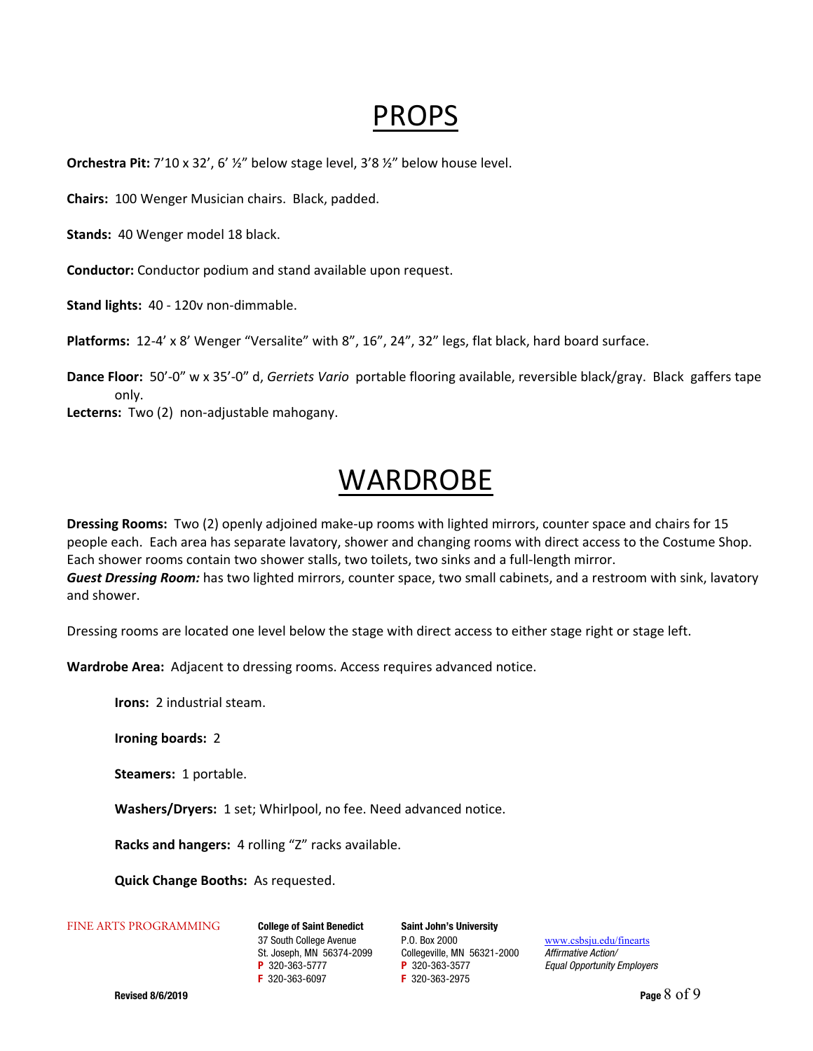# PROPS

**Orchestra Pit:** 7'10 x 32', 6' ½" below stage level, 3'8 ½" below house level.

**Chairs:** 100 Wenger Musician chairs. Black, padded.

**Stands:** 40 Wenger model 18 black.

**Conductor:** Conductor podium and stand available upon request.

**Stand lights:** 40 - 120v non-dimmable.

**Platforms:** 12-4' x 8' Wenger "Versalite" with 8", 16", 24", 32" legs, flat black, hard board surface.

**Dance Floor:** 50'-0" w x 35'-0" d, *Gerriets Vario* portable flooring available, reversible black/gray. Black gaffers tape only.

**Lecterns:** Two (2) non-adjustable mahogany.

# WARDROBE

**Dressing Rooms:** Two (2) openly adjoined make-up rooms with lighted mirrors, counter space and chairs for 15 people each. Each area has separate lavatory, shower and changing rooms with direct access to the Costume Shop. Each shower rooms contain two shower stalls, two toilets, two sinks and a full-length mirror.
***Guest Dressing Room:*** has two lighted mirrors, counter space, two small cabinets, and a restroom with sink, lavatory and shower.

Dressing rooms are located one level below the stage with direct access to either stage right or stage left.

**Wardrobe Area:** Adjacent to dressing rooms. Access requires advanced notice.

**Irons:** 2 industrial steam.

**Ironing boards:** 2

**Steamers:** 1 portable.

**Washers/Dryers:** 1 set; Whirlpool, no fee. Need advanced notice.

**Racks and hangers:** 4 rolling "Z" racks available.

**Quick Change Booths:** As requested.

FINE ARTS PROGRAMMING

**College of Saint Benedict**
37 South College Avenue
St. Joseph, MN 56374-2099
**P** 320-363-5777
**F** 320-363-6097

**Saint John's University**
P.O. Box 2000
Collegeville, MN 56321-2000
**P** 320-363-3577
**F** 320-363-2975

www.csbsju.edu/finearts
*Affirmative Action/*
*Equal Opportunity Employers*

**Revised 8/6/2019**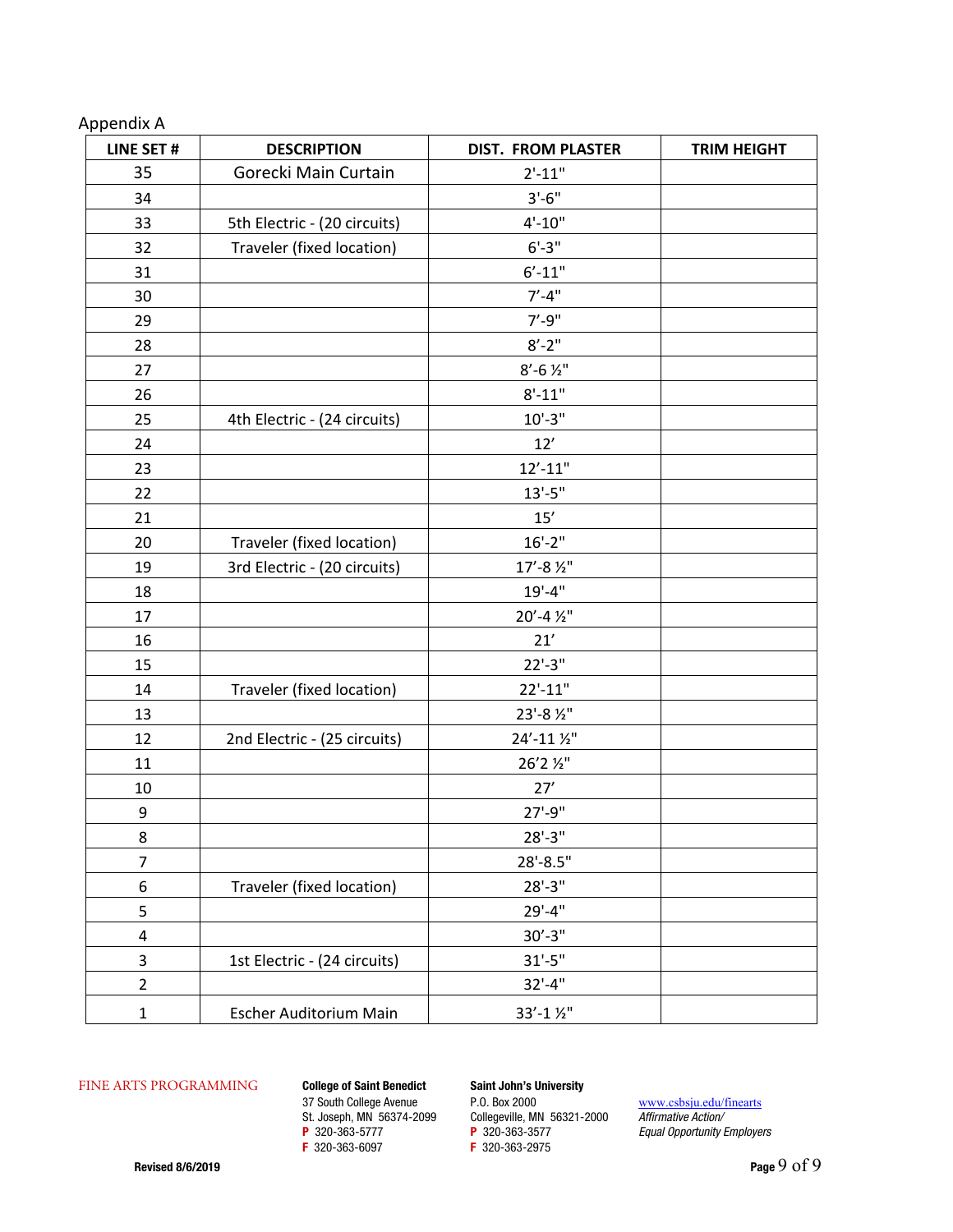Appendix A

| LINE SET # | DESCRIPTION | DIST. FROM PLASTER | TRIM HEIGHT |
|---|---|---|---|
| 35 | Gorecki Main Curtain | 2'-11" | |
| 34 | | 3'-6" | |
| 33 | 5th Electric - (20 circuits) | 4'-10" | |
| 32 | Traveler (fixed location) | 6'-3" | |
| 31 | | 6'-11" | |
| 30 | | 7'-4" | |
| 29 | | 7'-9" | |
| 28 | | 8'-2" | |
| 27 | | 8'-6 ½" | |
| 26 | | 8'-11" | |
| 25 | 4th Electric - (24 circuits) | 10'-3" | |
| 24 | | 12' | |
| 23 | | 12'-11" | |
| 22 | | 13'-5" | |
| 21 | | 15' | |
| 20 | Traveler (fixed location) | 16'-2" | |
| 19 | 3rd Electric - (20 circuits) | 17'-8 ½" | |
| 18 | | 19'-4" | |
| 17 | | 20'-4 ½" | |
| 16 | | 21' | |
| 15 | | 22'-3" | |
| 14 | Traveler (fixed location) | 22'-11" | |
| 13 | | 23'-8 ½" | |
| 12 | 2nd Electric - (25 circuits) | 24'-11 ½" | |
| 11 | | 26'2 ½" | |
| 10 | | 27' | |
| 9 | | 27'-9" | |
| 8 | | 28'-3" | |
| 7 | | 28'-8.5" | |
| 6 | Traveler (fixed location) | 28'-3" | |
| 5 | | 29'-4" | |
| 4 | | 30'-3" | |
| 3 | 1st Electric - (24 circuits) | 31'-5" | |
| 2 | | 32'-4" | |
| 1 | Escher Auditorium Main | 33'-1 ½" | |

FINE ARTS PROGRAMMING

**College of Saint Benedict**
37 South College Avenue
St. Joseph, MN 56374-2099
**P** 320-363-5777
**F** 320-363-6097

**Saint John's University**
P.O. Box 2000
Collegeville, MN 56321-2000
**P** 320-363-3577
**F** 320-363-2975

www.csbsju.edu/finearts
*Affirmative Action/*
*Equal Opportunity Employers*

**Revised 8/6/2019**